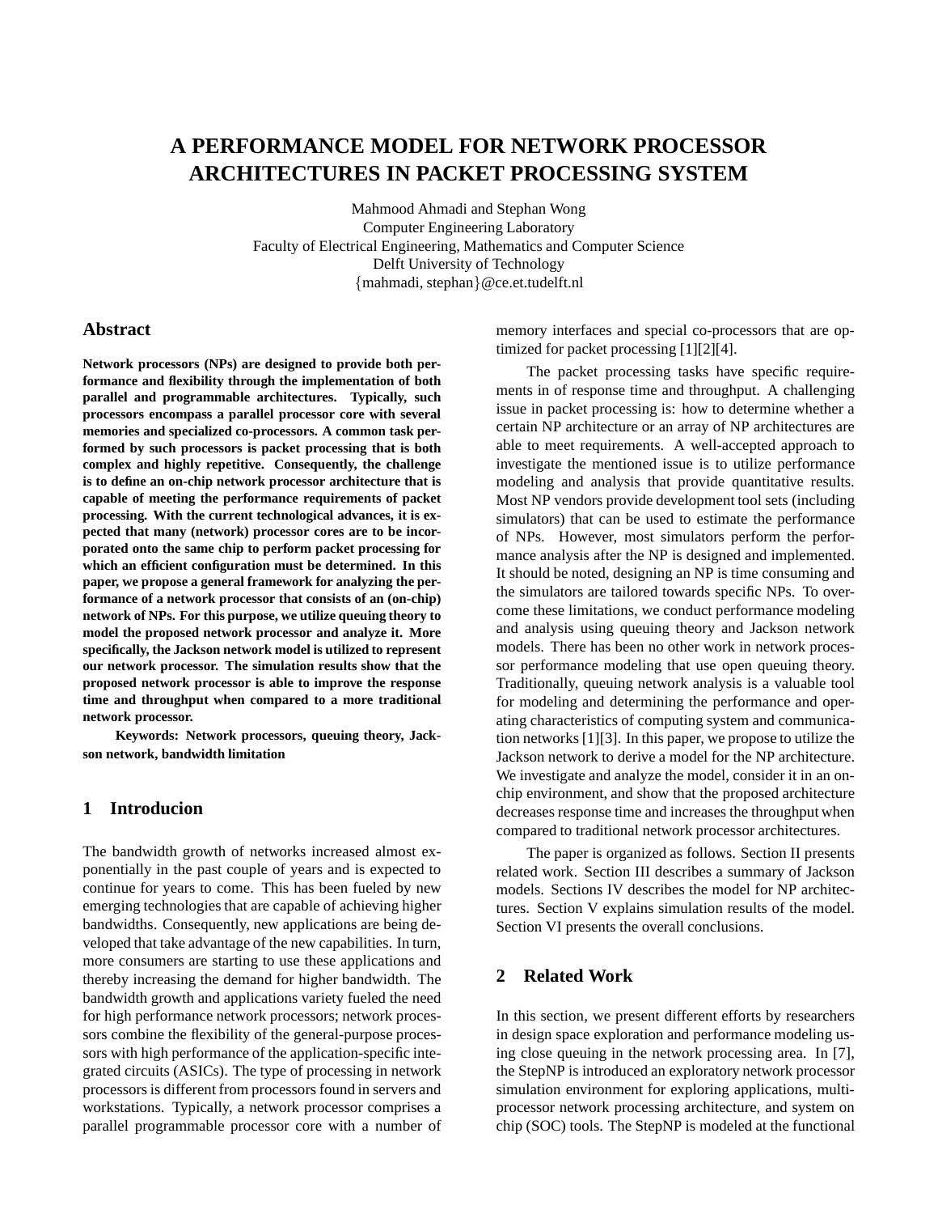# A PERFORMANCE MODEL FOR NETWORK PROCESSOR ARCHITECTURES IN PACKET PROCESSING SYSTEM

Mahmood Ahmadi and Stephan Wong
Computer Engineering Laboratory
Faculty of Electrical Engineering, Mathematics and Computer Science
Delft University of Technology
{mahmadi, stephan}@ce.et.tudelft.nl

## Abstract

**Network processors (NPs) are designed to provide both performance and flexibility through the implementation of both parallel and programmable architectures. Typically, such processors encompass a parallel processor core with several memories and specialized co-processors. A common task performed by such processors is packet processing that is both complex and highly repetitive. Consequently, the challenge is to define an on-chip network processor architecture that is capable of meeting the performance requirements of packet processing. With the current technological advances, it is expected that many (network) processor cores are to be incorporated onto the same chip to perform packet processing for which an efficient configuration must be determined. In this paper, we propose a general framework for analyzing the performance of a network processor that consists of an (on-chip) network of NPs. For this purpose, we utilize queuing theory to model the proposed network processor and analyze it. More specifically, the Jackson network model is utilized to represent our network processor. The simulation results show that the proposed network processor is able to improve the response time and throughput when compared to a more traditional network processor.**

**Keywords: Network processors, queuing theory, Jackson network, bandwidth limitation**

## 1 Introducion

The bandwidth growth of networks increased almost exponentially in the past couple of years and is expected to continue for years to come. This has been fueled by new emerging technologies that are capable of achieving higher bandwidths. Consequently, new applications are being developed that take advantage of the new capabilities. In turn, more consumers are starting to use these applications and thereby increasing the demand for higher bandwidth. The bandwidth growth and applications variety fueled the need for high performance network processors; network processors combine the flexibility of the general-purpose processors with high performance of the application-specific integrated circuits (ASICs). The type of processing in network processors is different from processors found in servers and workstations. Typically, a network processor comprises a parallel programmable processor core with a number of memory interfaces and special co-processors that are optimized for packet processing [1][2][4].

The packet processing tasks have specific requirements in of response time and throughput. A challenging issue in packet processing is: how to determine whether a certain NP architecture or an array of NP architectures are able to meet requirements. A well-accepted approach to investigate the mentioned issue is to utilize performance modeling and analysis that provide quantitative results. Most NP vendors provide development tool sets (including simulators) that can be used to estimate the performance of NPs. However, most simulators perform the performance analysis after the NP is designed and implemented. It should be noted, designing an NP is time consuming and the simulators are tailored towards specific NPs. To overcome these limitations, we conduct performance modeling and analysis using queuing theory and Jackson network models. There has been no other work in network processor performance modeling that use open queuing theory. Traditionally, queuing network analysis is a valuable tool for modeling and determining the performance and operating characteristics of computing system and communication networks [1][3]. In this paper, we propose to utilize the Jackson network to derive a model for the NP architecture. We investigate and analyze the model, consider it in an onchip environment, and show that the proposed architecture decreases response time and increases the throughput when compared to traditional network processor architectures.

The paper is organized as follows. Section II presents related work. Section III describes a summary of Jackson models. Sections IV describes the model for NP architectures. Section V explains simulation results of the model. Section VI presents the overall conclusions.

## 2 Related Work

In this section, we present different efforts by researchers in design space exploration and performance modeling using close queuing in the network processing area. In [7], the StepNP is introduced an exploratory network processor simulation environment for exploring applications, multiprocessor network processing architecture, and system on chip (SOC) tools. The StepNP is modeled at the functional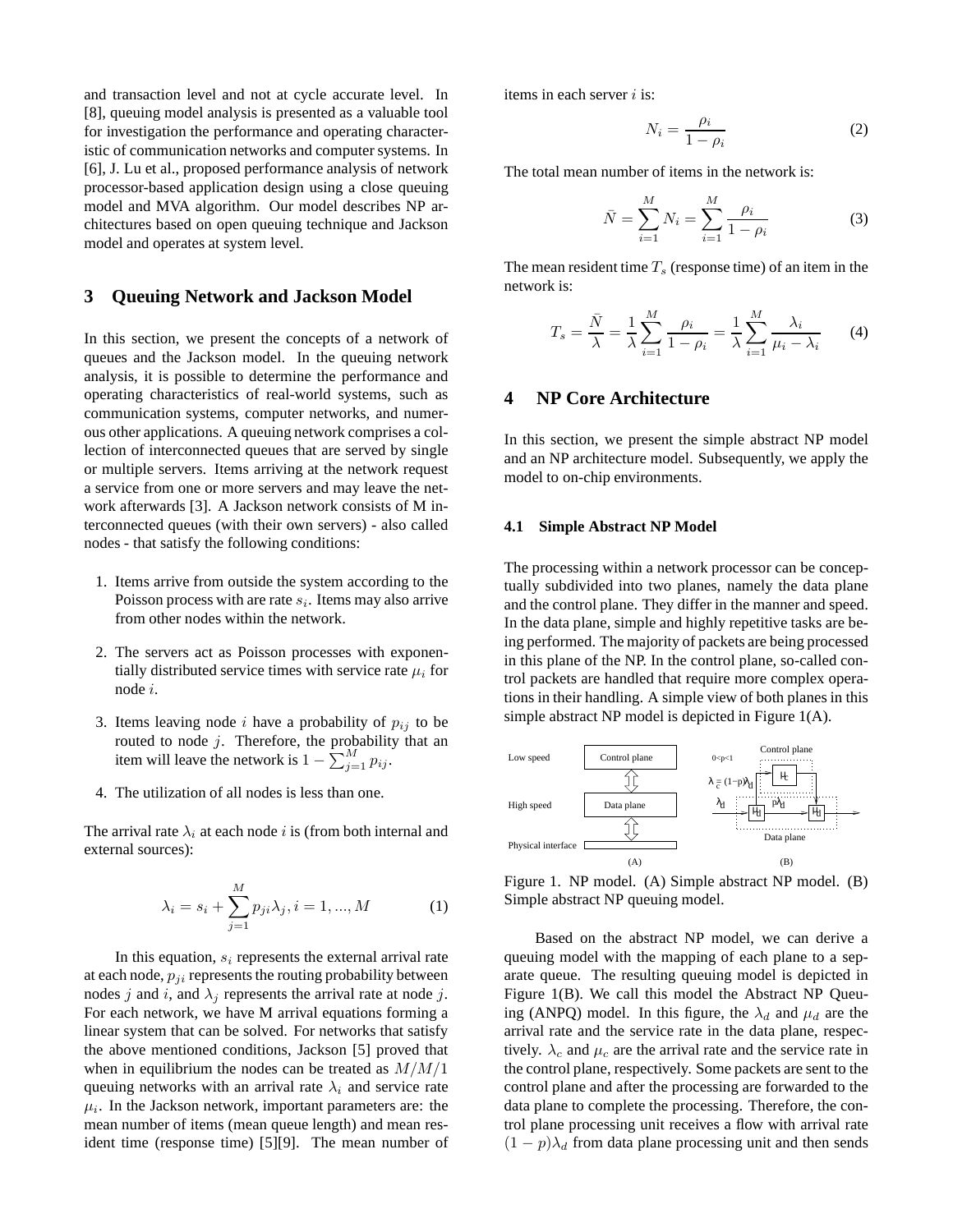and transaction level and not at cycle accurate level. In [8], queuing model analysis is presented as a valuable tool for investigation the performance and operating characteristic of communication networks and computer systems. In [6], J. Lu et al., proposed performance analysis of network processor-based application design using a close queuing model and MVA algorithm. Our model describes NP architectures based on open queuing technique and Jackson model and operates at system level.

## 3 Queuing Network and Jackson Model

In this section, we present the concepts of a network of queues and the Jackson model. In the queuing network analysis, it is possible to determine the performance and operating characteristics of real-world systems, such as communication systems, computer networks, and numerous other applications. A queuing network comprises a collection of interconnected queues that are served by single or multiple servers. Items arriving at the network request a service from one or more servers and may leave the network afterwards [3]. A Jackson network consists of M interconnected queues (with their own servers) - also called nodes - that satisfy the following conditions:

1. Items arrive from outside the system according to the Poisson process with are rate $s_i$. Items may also arrive from other nodes within the network.
2. The servers act as Poisson processes with exponentially distributed service times with service rate $\mu_i$ for node $i$.
3. Items leaving node $i$ have a probability of $p_{ij}$ to be routed to node $j$. Therefore, the probability that an item will leave the network is $1 - \sum_{j=1}^{M} p_{ij}$.
4. The utilization of all nodes is less than one.

The arrival rate $\lambda_i$ at each node $i$ is (from both internal and external sources):

$$\lambda_i = s_i + \sum_{j=1}^{M} p_{ji}\lambda_j, i = 1, ..., M \tag{1}$$

In this equation, $s_i$ represents the external arrival rate at each node, $p_{ji}$ represents the routing probability between nodes $j$ and $i$, and $\lambda_j$ represents the arrival rate at node $j$. For each network, we have M arrival equations forming a linear system that can be solved. For networks that satisfy the above mentioned conditions, Jackson [5] proved that when in equilibrium the nodes can be treated as $M/M/1$ queuing networks with an arrival rate $\lambda_i$ and service rate $\mu_i$. In the Jackson network, important parameters are: the mean number of items (mean queue length) and mean resident time (response time) [5][9]. The mean number of items in each server $i$ is:

$$N_i = \frac{\rho_i}{1 - \rho_i} \tag{2}$$

The total mean number of items in the network is:

$$\bar{N} = \sum_{i=1}^{M} N_i = \sum_{i=1}^{M} \frac{\rho_i}{1 - \rho_i} \tag{3}$$

The mean resident time $T_s$ (response time) of an item in the network is:

$$T_s = \frac{\bar{N}}{\lambda} = \frac{1}{\lambda}\sum_{i=1}^{M} \frac{\rho_i}{1 - \rho_i} = \frac{1}{\lambda}\sum_{i=1}^{M} \frac{\lambda_i}{\mu_i - \lambda_i} \tag{4}$$

## 4 NP Core Architecture

In this section, we present the simple abstract NP model and an NP architecture model. Subsequently, we apply the model to on-chip environments.

### 4.1 Simple Abstract NP Model

The processing within a network processor can be conceptually subdivided into two planes, namely the data plane and the control plane. They differ in the manner and speed. In the data plane, simple and highly repetitive tasks are being performed. The majority of packets are being processed in this plane of the NP. In the control plane, so-called control packets are handled that require more complex operations in their handling. A simple view of both planes in this simple abstract NP model is depicted in Figure 1(A).

Figure 1. NP model. (A) Simple abstract NP model. (B) Simple abstract NP queuing model.

Based on the abstract NP model, we can derive a queuing model with the mapping of each plane to a separate queue. The resulting queuing model is depicted in Figure 1(B). We call this model the Abstract NP Queuing (ANPQ) model. In this figure, the $\lambda_d$ and $\mu_d$ are the arrival rate and the service rate in the data plane, respectively. $\lambda_c$ and $\mu_c$ are the arrival rate and the service rate in the control plane, respectively. Some packets are sent to the control plane and after the processing are forwarded to the data plane to complete the processing. Therefore, the control plane processing unit receives a flow with arrival rate $(1 - p)\lambda_d$ from data plane processing unit and then sends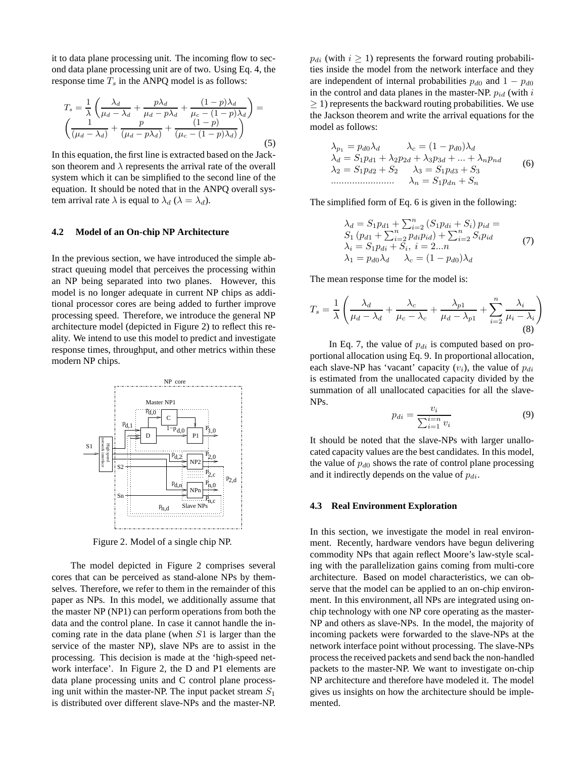it to data plane processing unit. The incoming flow to second data plane processing unit are of two. Using Eq. 4, the response time $T_s$ in the ANPQ model is as follows:

$$T_s = \frac{1}{\lambda}\left(\frac{\lambda_d}{\mu_d - \lambda_d} + \frac{p\lambda_d}{\mu_d - p\lambda_d} + \frac{(1-p)\lambda_d}{\mu_c - (1-p)\lambda_d}\right) = \left(\frac{1}{(\mu_d - \lambda_d)} + \frac{p}{(\mu_d - p\lambda_d)} + \frac{(1-p)}{(\mu_c - (1-p)\lambda_d)}\right) \quad (5)$$

In this equation, the first line is extracted based on the Jackson theorem and $\lambda$ represents the arrival rate of the overall system which it can be simplified to the second line of the equation. It should be noted that in the ANPQ overall system arrival rate $\lambda$ is equal to $\lambda_d$ ($\lambda = \lambda_d$).

### 4.2 Model of an On-chip NP Architecture

In the previous section, we have introduced the simple abstract queuing model that perceives the processing within an NP being separated into two planes. However, this model is no longer adequate in current NP chips as additional processor cores are being added to further improve processing speed. Therefore, we introduce the general NP architecture model (depicted in Figure 2) to reflect this reality. We intend to use this model to predict and investigate response times, throughput, and other metrics within these modern NP chips.

Figure 2. Model of a single chip NP.

The model depicted in Figure 2 comprises several cores that can be perceived as stand-alone NPs by themselves. Therefore, we refer to them in the remainder of this paper as NPs. In this model, we additionally assume that the master NP (NP1) can perform operations from both the data and the control plane. In case it cannot handle the incoming rate in the data plane (when $S1$ is larger than the service of the master NP), slave NPs are to assist in the processing. This decision is made at the 'high-speed network interface'. In Figure 2, the D and P1 elements are data plane processing units and C control plane processing unit within the master-NP. The input packet stream $S_1$ is distributed over different slave-NPs and the master-NP. $p_{di}$ (with $i \geq 1$) represents the forward routing probabilities inside the model from the network interface and they are independent of internal probabilities $p_{d0}$ and $1 - p_{d0}$ in the control and data planes in the master-NP. $p_{id}$ (with $i \geq 1$) represents the backward routing probabilities. We use the Jackson theorem and write the arrival equations for the model as follows:

$$\begin{array}{ll} \lambda_{p_1} = p_{d0}\lambda_d & \lambda_c = (1-p_{d0})\lambda_d \\ \lambda_d = S_1 p_{d1} + \lambda_2 p_{2d} + \lambda_3 p_{3d} + ... + \lambda_n p_{nd} & \\ \lambda_2 = S_1 p_{d2} + S_2 & \lambda_3 = S_1 p_{d3} + S_3 \\ ........................ & \lambda_n = S_1 p_{dn} + S_n \end{array} \quad (6)$$

The simplified form of Eq. 6 is given in the following:

$$\begin{array}{l} \lambda_d = S_1 p_{d1} + \sum_{i=2}^{n} (S_1 p_{di} + S_i)\, p_{id} = \\ S_1 \left(p_{d1} + \sum_{i=2}^{n} p_{di} p_{id}\right) + \sum_{i=2}^{n} S_i p_{id} \\ \lambda_i = S_1 p_{di} + S_i,\ i = 2...n \\ \lambda_1 = p_{d0}\lambda_d \qquad \lambda_c = (1-p_{d0})\lambda_d \end{array} \quad (7)$$

The mean response time for the model is:

$$T_s = \frac{1}{\lambda}\left(\frac{\lambda_d}{\mu_d - \lambda_d} + \frac{\lambda_c}{\mu_c - \lambda_c} + \frac{\lambda_{p1}}{\mu_d - \lambda_{p1}} + \sum_{i=2}^{n} \frac{\lambda_i}{\mu_i - \lambda_i}\right) \quad (8)$$

In Eq. 7, the value of $p_{di}$ is computed based on proportional allocation using Eq. 9. In proportional allocation, each slave-NP has 'vacant' capacity ($v_i$), the value of $p_{di}$ is estimated from the unallocated capacity divided by the summation of all unallocated capacities for all the slave-NPs.

$$p_{di} = \frac{v_i}{\sum_{i=1}^{i=n} v_i} \quad (9)$$

It should be noted that the slave-NPs with larger unallocated capacity values are the best candidates. In this model, the value of $p_{d0}$ shows the rate of control plane processing and it indirectly depends on the value of $p_{di}$.

### 4.3 Real Environment Exploration

In this section, we investigate the model in real environment. Recently, hardware vendors have begun delivering commodity NPs that again reflect Moore's law-style scaling with the parallelization gains coming from multi-core architecture. Based on model characteristics, we can observe that the model can be applied to an on-chip environment. In this environment, all NPs are integrated using on-chip technology with one NP core operating as the master-NP and others as slave-NPs. In the model, the majority of incoming packets were forwarded to the slave-NPs at the network interface point without processing. The slave-NPs process the received packets and send back the non-handled packets to the master-NP. We want to investigate on-chip NP architecture and therefore have modeled it. The model gives us insights on how the architecture should be implemented.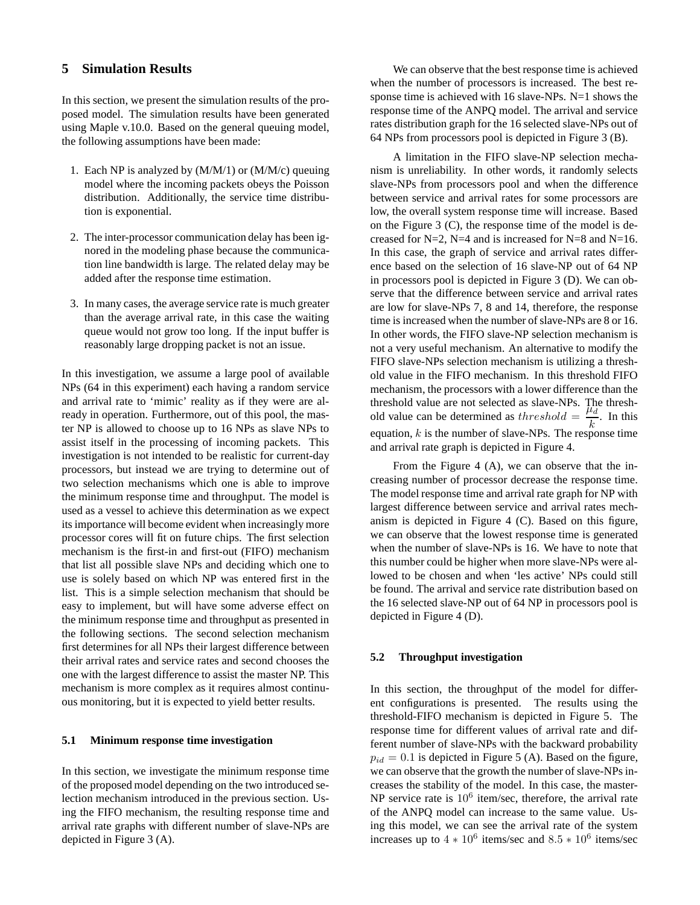## 5 Simulation Results

In this section, we present the simulation results of the proposed model. The simulation results have been generated using Maple v.10.0. Based on the general queuing model, the following assumptions have been made:

1. Each NP is analyzed by (M/M/1) or (M/M/c) queuing model where the incoming packets obeys the Poisson distribution. Additionally, the service time distribution is exponential.
2. The inter-processor communication delay has been ignored in the modeling phase because the communication line bandwidth is large. The related delay may be added after the response time estimation.
3. In many cases, the average service rate is much greater than the average arrival rate, in this case the waiting queue would not grow too long. If the input buffer is reasonably large dropping packet is not an issue.

In this investigation, we assume a large pool of available NPs (64 in this experiment) each having a random service and arrival rate to 'mimic' reality as if they were are already in operation. Furthermore, out of this pool, the master NP is allowed to choose up to 16 NPs as slave NPs to assist itself in the processing of incoming packets. This investigation is not intended to be realistic for current-day processors, but instead we are trying to determine out of two selection mechanisms which one is able to improve the minimum response time and throughput. The model is used as a vessel to achieve this determination as we expect its importance will become evident when increasingly more processor cores will fit on future chips. The first selection mechanism is the first-in and first-out (FIFO) mechanism that list all possible slave NPs and deciding which one to use is solely based on which NP was entered first in the list. This is a simple selection mechanism that should be easy to implement, but will have some adverse effect on the minimum response time and throughput as presented in the following sections. The second selection mechanism first determines for all NPs their largest difference between their arrival rates and service rates and second chooses the one with the largest difference to assist the master NP. This mechanism is more complex as it requires almost continuous monitoring, but it is expected to yield better results.

### 5.1 Minimum response time investigation

In this section, we investigate the minimum response time of the proposed model depending on the two introduced selection mechanism introduced in the previous section. Using the FIFO mechanism, the resulting response time and arrival rate graphs with different number of slave-NPs are depicted in Figure 3 (A).

We can observe that the best response time is achieved when the number of processors is increased. The best response time is achieved with 16 slave-NPs. N=1 shows the response time of the ANPQ model. The arrival and service rates distribution graph for the 16 selected slave-NPs out of 64 NPs from processors pool is depicted in Figure 3 (B).

A limitation in the FIFO slave-NP selection mechanism is unreliability. In other words, it randomly selects slave-NPs from processors pool and when the difference between service and arrival rates for some processors are low, the overall system response time will increase. Based on the Figure 3 (C), the response time of the model is decreased for N=2, N=4 and is increased for N=8 and N=16. In this case, the graph of service and arrival rates difference based on the selection of 16 slave-NP out of 64 NP in processors pool is depicted in Figure 3 (D). We can observe that the difference between service and arrival rates are low for slave-NPs 7, 8 and 14, therefore, the response time is increased when the number of slave-NPs are 8 or 16. In other words, the FIFO slave-NP selection mechanism is not a very useful mechanism. An alternative to modify the FIFO slave-NPs selection mechanism is utilizing a threshold value in the FIFO mechanism. In this threshold FIFO mechanism, the processors with a lower difference than the threshold value are not selected as slave-NPs. The threshold value can be determined as $threshold = \frac{\mu_d}{k}$. In this equation, $k$ is the number of slave-NPs. The response time and arrival rate graph is depicted in Figure 4.

From the Figure 4 (A), we can observe that the increasing number of processor decrease the response time. The model response time and arrival rate graph for NP with largest difference between service and arrival rates mechanism is depicted in Figure 4 (C). Based on this figure, we can observe that the lowest response time is generated when the number of slave-NPs is 16. We have to note that this number could be higher when more slave-NPs were allowed to be chosen and when 'les active' NPs could still be found. The arrival and service rate distribution based on the 16 selected slave-NP out of 64 NP in processors pool is depicted in Figure 4 (D).

### 5.2 Throughput investigation

In this section, the throughput of the model for different configurations is presented. The results using the threshold-FIFO mechanism is depicted in Figure 5. The response time for different values of arrival rate and different number of slave-NPs with the backward probability $p_{id} = 0.1$ is depicted in Figure 5 (A). Based on the figure, we can observe that the growth the number of slave-NPs increases the stability of the model. In this case, the master-NP service rate is $10^6$ item/sec, therefore, the arrival rate of the ANPQ model can increase to the same value. Using this model, we can see the arrival rate of the system increases up to $4 * 10^6$ items/sec and $8.5 * 10^6$ items/sec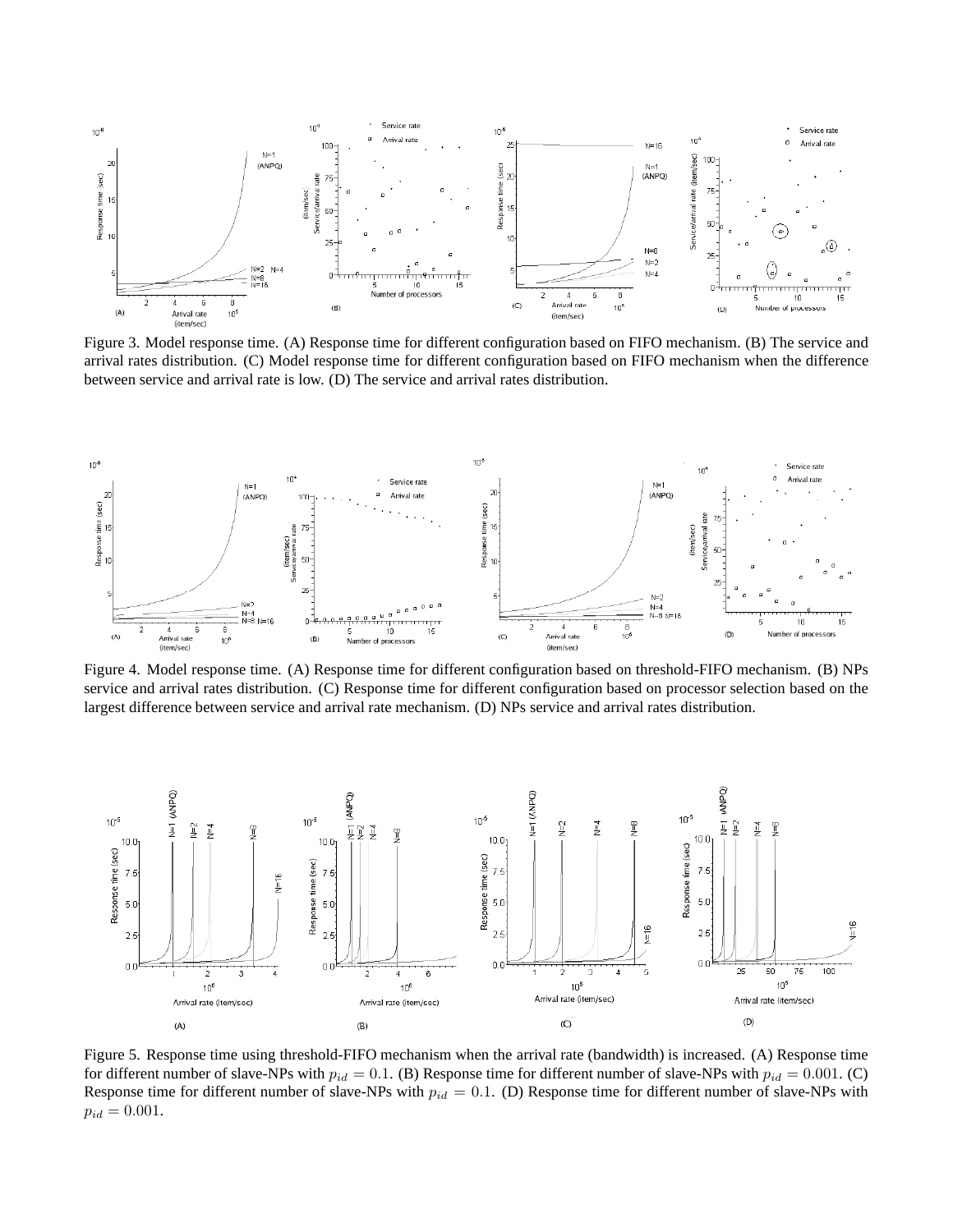Figure 3. Model response time. (A) Response time for different configuration based on FIFO mechanism. (B) The service and arrival rates distribution. (C) Model response time for different configuration based on FIFO mechanism when the difference between service and arrival rate is low. (D) The service and arrival rates distribution.

Figure 4. Model response time. (A) Response time for different configuration based on threshold-FIFO mechanism. (B) NPs service and arrival rates distribution. (C) Response time for different configuration based on processor selection based on the largest difference between service and arrival rate mechanism. (D) NPs service and arrival rates distribution.

Figure 5. Response time using threshold-FIFO mechanism when the arrival rate (bandwidth) is increased. (A) Response time for different number of slave-NPs with $p_{id} = 0.1$. (B) Response time for different number of slave-NPs with $p_{id} = 0.001$. (C) Response time for different number of slave-NPs with $p_{id} = 0.1$. (D) Response time for different number of slave-NPs with $p_{id} = 0.001$.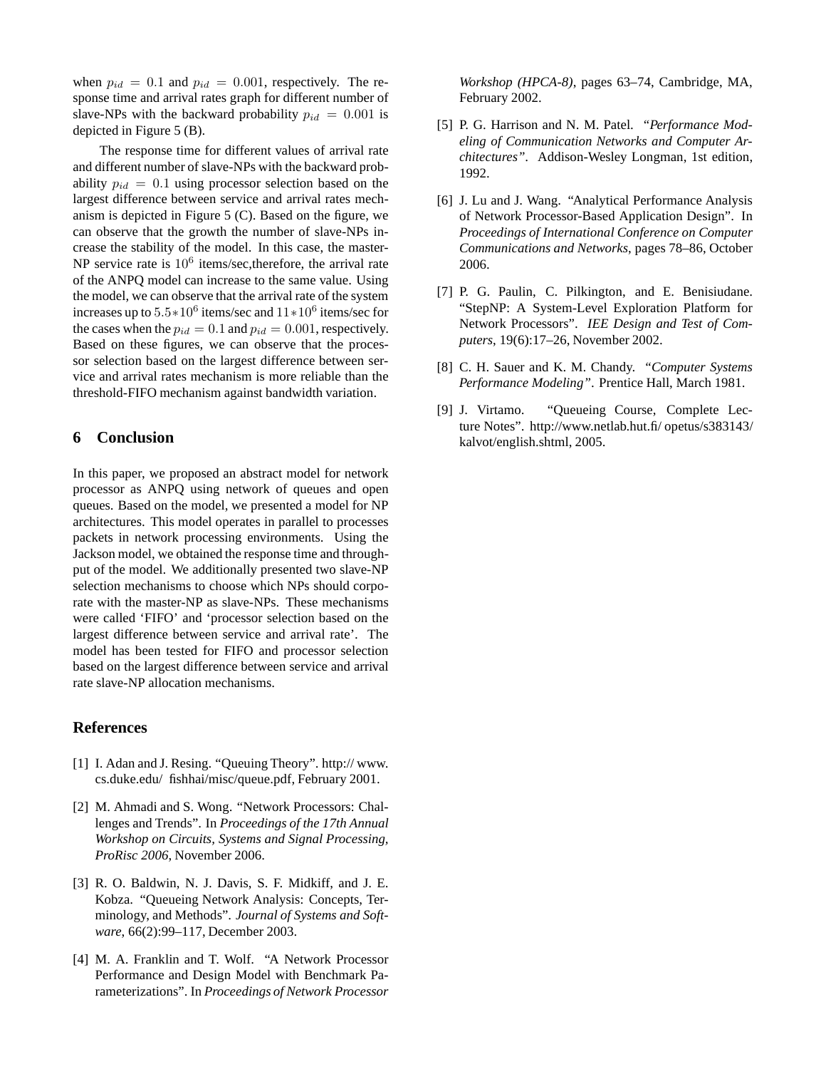when $p_{id} = 0.1$ and $p_{id} = 0.001$, respectively. The response time and arrival rates graph for different number of slave-NPs with the backward probability $p_{id} = 0.001$ is depicted in Figure 5 (B).

The response time for different values of arrival rate and different number of slave-NPs with the backward probability $p_{id} = 0.1$ using processor selection based on the largest difference between service and arrival rates mechanism is depicted in Figure 5 (C). Based on the figure, we can observe that the growth the number of slave-NPs increase the stability of the model. In this case, the master-NP service rate is $10^6$ items/sec,therefore, the arrival rate of the ANPQ model can increase to the same value. Using the model, we can observe that the arrival rate of the system increases up to $5.5*10^6$ items/sec and $11*10^6$ items/sec for the cases when the $p_{id} = 0.1$ and $p_{id} = 0.001$, respectively. Based on these figures, we can observe that the processor selection based on the largest difference between service and arrival rates mechanism is more reliable than the threshold-FIFO mechanism against bandwidth variation.

## 6 Conclusion

In this paper, we proposed an abstract model for network processor as ANPQ using network of queues and open queues. Based on the model, we presented a model for NP architectures. This model operates in parallel to processes packets in network processing environments. Using the Jackson model, we obtained the response time and throughput of the model. We additionally presented two slave-NP selection mechanisms to choose which NPs should corporate with the master-NP as slave-NPs. These mechanisms were called 'FIFO' and 'processor selection based on the largest difference between service and arrival rate'. The model has been tested for FIFO and processor selection based on the largest difference between service and arrival rate slave-NP allocation mechanisms.

## References

[1] I. Adan and J. Resing. "Queuing Theory". http:// www.cs.duke.edu/ fishhai/misc/queue.pdf, February 2001.

[2] M. Ahmadi and S. Wong. "Network Processors: Challenges and Trends". In *Proceedings of the 17th Annual Workshop on Circuits, Systems and Signal Processing, ProRisc 2006*, November 2006.

[3] R. O. Baldwin, N. J. Davis, S. F. Midkiff, and J. E. Kobza. "Queueing Network Analysis: Concepts, Terminology, and Methods". *Journal of Systems and Software*, 66(2):99–117, December 2003.

[4] M. A. Franklin and T. Wolf. "A Network Processor Performance and Design Model with Benchmark Parameterizations". In *Proceedings of Network Processor Workshop (HPCA-8)*, pages 63–74, Cambridge, MA, February 2002.

[5] P. G. Harrison and N. M. Patel. *"Performance Modeling of Communication Networks and Computer Architectures"*. Addison-Wesley Longman, 1st edition, 1992.

[6] J. Lu and J. Wang. "Analytical Performance Analysis of Network Processor-Based Application Design". In *Proceedings of International Conference on Computer Communications and Networks*, pages 78–86, October 2006.

[7] P. G. Paulin, C. Pilkington, and E. Benisiudane. "StepNP: A System-Level Exploration Platform for Network Processors". *IEE Design and Test of Computers*, 19(6):17–26, November 2002.

[8] C. H. Sauer and K. M. Chandy. *"Computer Systems Performance Modeling"*. Prentice Hall, March 1981.

[9] J. Virtamo. "Queueing Course, Complete Lecture Notes". http://www.netlab.hut.fi/ opetus/s383143/ kalvot/english.shtml, 2005.